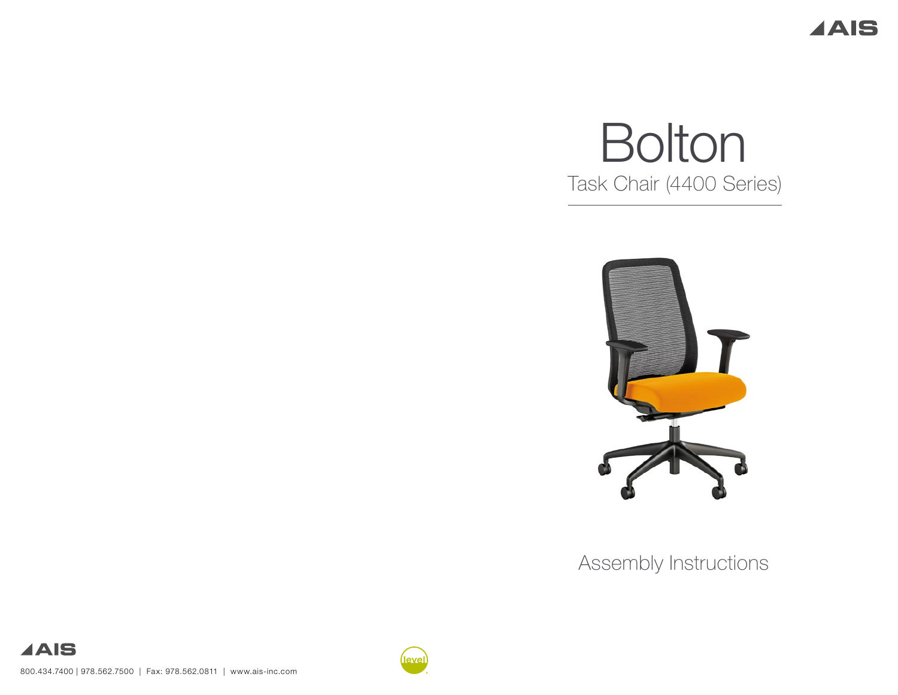# Bolton

## Task Chair (4400 Series)

Assembly Instructions

800.434.7400 | 978.562.7500 | Fax: 978.562.0811 | www.ais-inc.com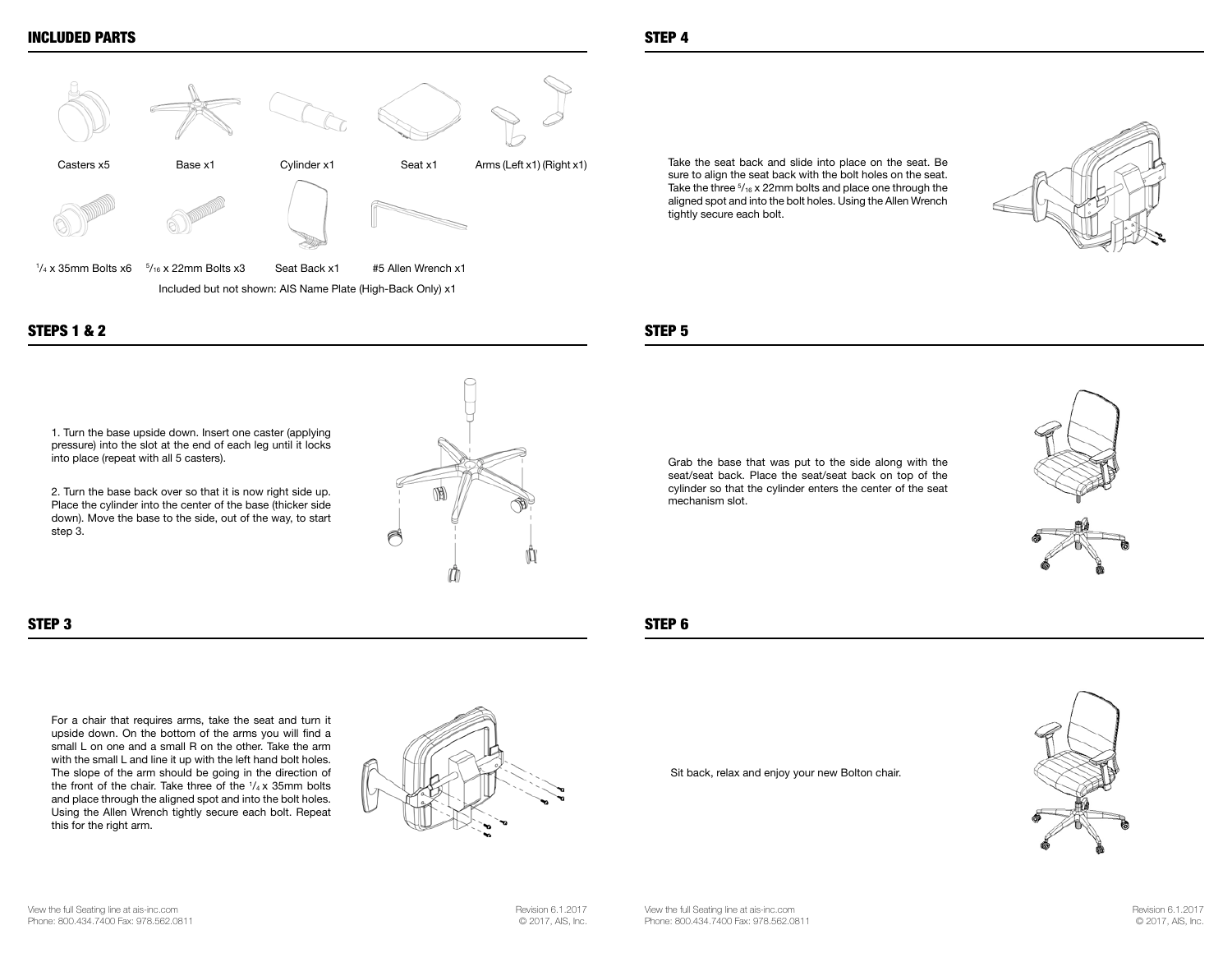## INCLUDED PARTS

Casters x5

Base x1

Cylinder x1

Seat x1

Arms (Left x1) (Right x1)

$^{1}/_{4}$ x 35mm Bolts x6

$^{5}/_{16}$ x 22mm Bolts x3

Seat Back x1

#5 Allen Wrench x1

Included but not shown: AIS Name Plate (High-Back Only) x1

## STEPS 1 & 2

1. Turn the base upside down. Insert one caster (applying pressure) into the slot at the end of each leg until it locks into place (repeat with all 5 casters).

2. Turn the base back over so that it is now right side up. Place the cylinder into the center of the base (thicker side down). Move the base to the side, out of the way, to start step 3.

## STEP 3

For a chair that requires arms, take the seat and turn it upside down. On the bottom of the arms you will find a small L on one and a small R on the other. Take the arm with the small L and line it up with the left hand bolt holes. The slope of the arm should be going in the direction of the front of the chair. Take three of the $^{1}/_{4}$ x 35mm bolts and place through the aligned spot and into the bolt holes. Using the Allen Wrench tightly secure each bolt. Repeat this for the right arm.

## STEP 4

Take the seat back and slide into place on the seat. Be sure to align the seat back with the bolt holes on the seat. Take the three $^{5}/_{16}$ x 22mm bolts and place one through the aligned spot and into the bolt holes. Using the Allen Wrench tightly secure each bolt.

## STEP 5

Grab the base that was put to the side along with the seat/seat back. Place the seat/seat back on top of the cylinder so that the cylinder enters the center of the seat mechanism slot.

## STEP 6

Sit back, relax and enjoy your new Bolton chair.

View the full Seating line at ais-inc.com
Phone: 800.434.7400 Fax: 978.562.0811

Revision 6.1.2017
© 2017, AIS, Inc.